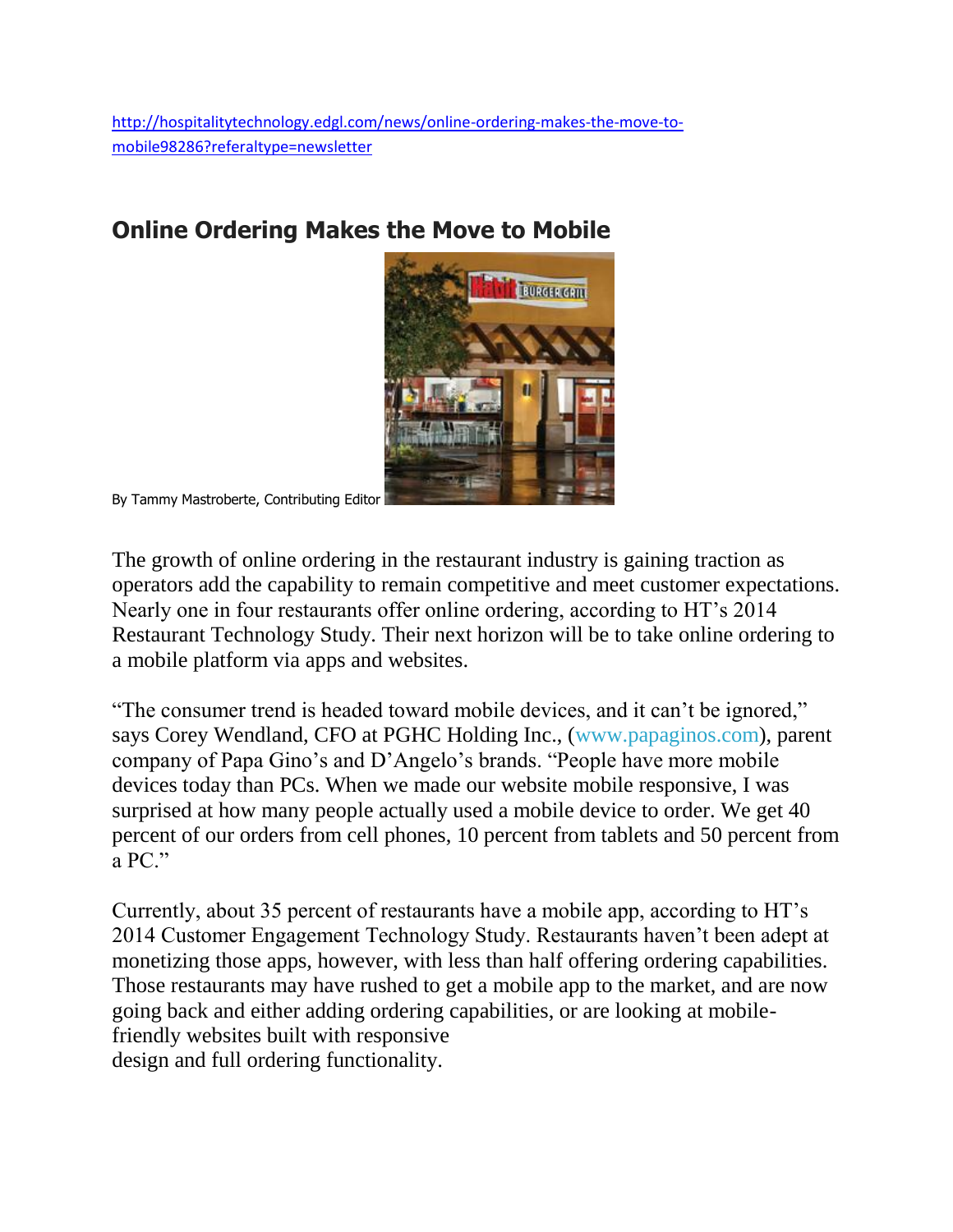http://hospitalitytechnology.edgl.com/news/online-ordering-makes-the-move-to-mobile98286?referaltype=newsletter

# Online Ordering Makes the Move to Mobile

By Tammy Mastroberte, Contributing Editor

The growth of online ordering in the restaurant industry is gaining traction as operators add the capability to remain competitive and meet customer expectations. Nearly one in four restaurants offer online ordering, according to HT's 2014 Restaurant Technology Study. Their next horizon will be to take online ordering to a mobile platform via apps and websites.

"The consumer trend is headed toward mobile devices, and it can't be ignored," says Corey Wendland, CFO at PGHC Holding Inc., (www.papaginos.com), parent company of Papa Gino's and D'Angelo's brands. "People have more mobile devices today than PCs. When we made our website mobile responsive, I was surprised at how many people actually used a mobile device to order. We get 40 percent of our orders from cell phones, 10 percent from tablets and 50 percent from a PC."

Currently, about 35 percent of restaurants have a mobile app, according to HT's 2014 Customer Engagement Technology Study. Restaurants haven't been adept at monetizing those apps, however, with less than half offering ordering capabilities. Those restaurants may have rushed to get a mobile app to the market, and are now going back and either adding ordering capabilities, or are looking at mobile-friendly websites built with responsive design and full ordering functionality.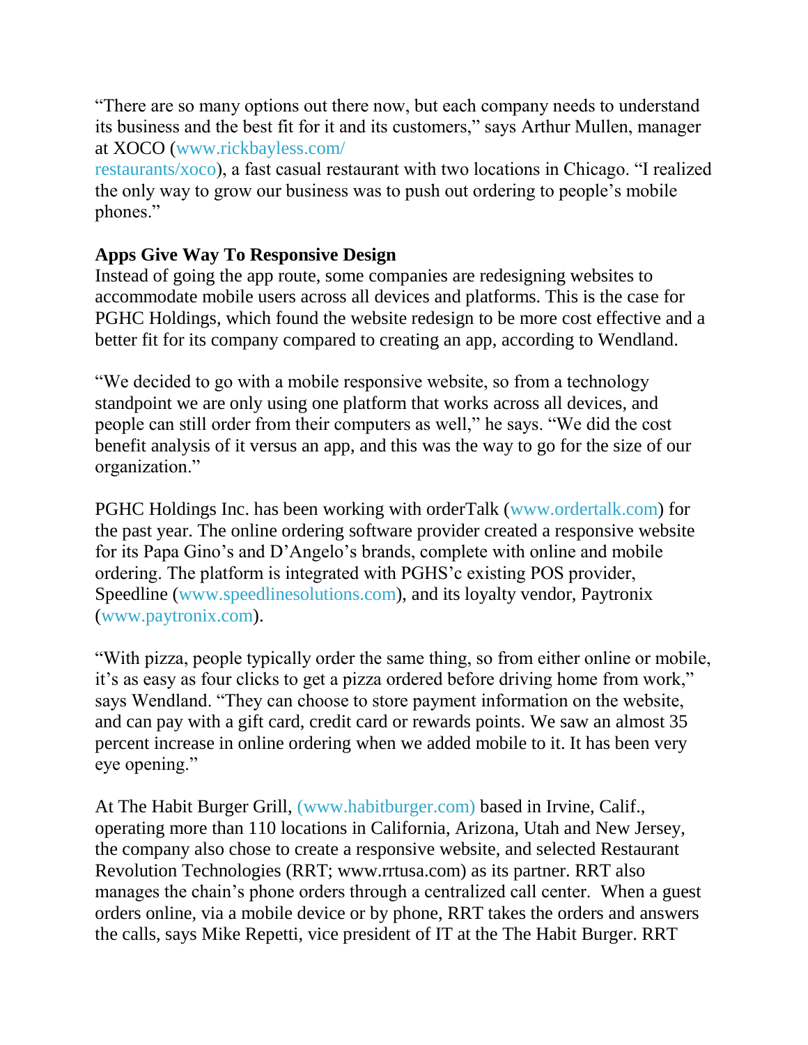"There are so many options out there now, but each company needs to understand its business and the best fit for it and its customers," says Arthur Mullen, manager at XOCO (www.rickbayless.com/restaurants/xoco), a fast casual restaurant with two locations in Chicago. "I realized the only way to grow our business was to push out ordering to people's mobile phones."

**Apps Give Way To Responsive Design**

Instead of going the app route, some companies are redesigning websites to accommodate mobile users across all devices and platforms. This is the case for PGHC Holdings, which found the website redesign to be more cost effective and a better fit for its company compared to creating an app, according to Wendland.

"We decided to go with a mobile responsive website, so from a technology standpoint we are only using one platform that works across all devices, and people can still order from their computers as well," he says. "We did the cost benefit analysis of it versus an app, and this was the way to go for the size of our organization."

PGHC Holdings Inc. has been working with orderTalk (www.ordertalk.com) for the past year. The online ordering software provider created a responsive website for its Papa Gino's and D'Angelo's brands, complete with online and mobile ordering. The platform is integrated with PGHS'c existing POS provider, Speedline (www.speedlinesolutions.com), and its loyalty vendor, Paytronix (www.paytronix.com).

"With pizza, people typically order the same thing, so from either online or mobile, it's as easy as four clicks to get a pizza ordered before driving home from work," says Wendland. "They can choose to store payment information on the website, and can pay with a gift card, credit card or rewards points. We saw an almost 35 percent increase in online ordering when we added mobile to it. It has been very eye opening."

At The Habit Burger Grill, (www.habitburger.com) based in Irvine, Calif., operating more than 110 locations in California, Arizona, Utah and New Jersey, the company also chose to create a responsive website, and selected Restaurant Revolution Technologies (RRT; www.rrtusa.com) as its partner. RRT also manages the chain's phone orders through a centralized call center. When a guest orders online, via a mobile device or by phone, RRT takes the orders and answers the calls, says Mike Repetti, vice president of IT at the The Habit Burger. RRT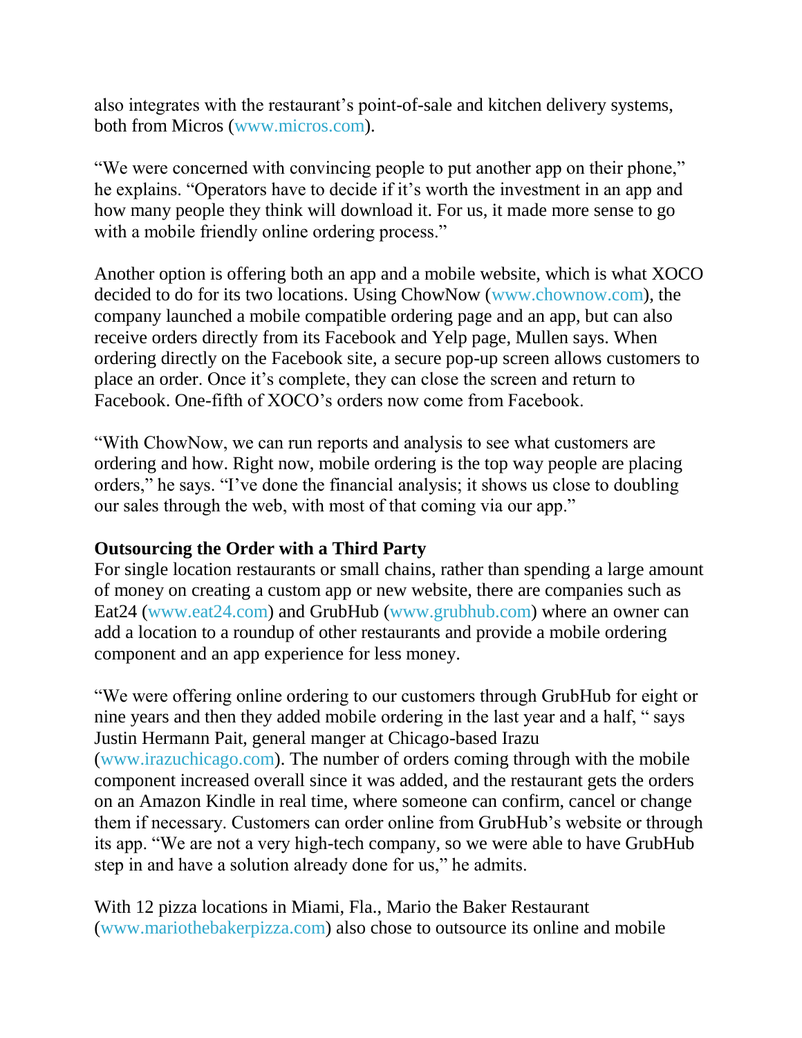also integrates with the restaurant's point-of-sale and kitchen delivery systems, both from Micros (www.micros.com).

"We were concerned with convincing people to put another app on their phone," he explains. "Operators have to decide if it's worth the investment in an app and how many people they think will download it. For us, it made more sense to go with a mobile friendly online ordering process."

Another option is offering both an app and a mobile website, which is what XOCO decided to do for its two locations. Using ChowNow (www.chownow.com), the company launched a mobile compatible ordering page and an app, but can also receive orders directly from its Facebook and Yelp page, Mullen says. When ordering directly on the Facebook site, a secure pop-up screen allows customers to place an order. Once it's complete, they can close the screen and return to Facebook. One-fifth of XOCO's orders now come from Facebook.

"With ChowNow, we can run reports and analysis to see what customers are ordering and how. Right now, mobile ordering is the top way people are placing orders," he says. "I've done the financial analysis; it shows us close to doubling our sales through the web, with most of that coming via our app."

**Outsourcing the Order with a Third Party**

For single location restaurants or small chains, rather than spending a large amount of money on creating a custom app or new website, there are companies such as Eat24 (www.eat24.com) and GrubHub (www.grubhub.com) where an owner can add a location to a roundup of other restaurants and provide a mobile ordering component and an app experience for less money.

"We were offering online ordering to our customers through GrubHub for eight or nine years and then they added mobile ordering in the last year and a half, " says Justin Hermann Pait, general manger at Chicago-based Irazu (www.irazuchicago.com). The number of orders coming through with the mobile component increased overall since it was added, and the restaurant gets the orders on an Amazon Kindle in real time, where someone can confirm, cancel or change them if necessary. Customers can order online from GrubHub's website or through its app. "We are not a very high-tech company, so we were able to have GrubHub step in and have a solution already done for us," he admits.

With 12 pizza locations in Miami, Fla., Mario the Baker Restaurant (www.mariothebakerpizza.com) also chose to outsource its online and mobile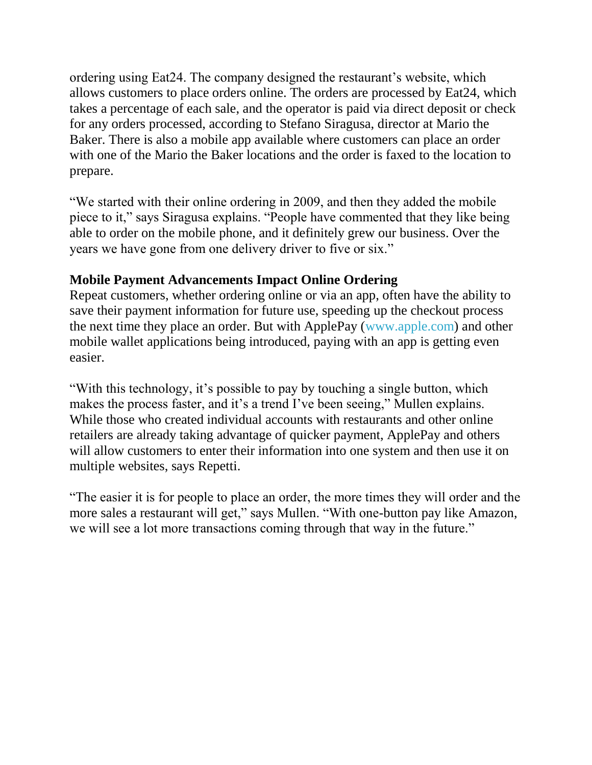ordering using Eat24. The company designed the restaurant's website, which allows customers to place orders online. The orders are processed by Eat24, which takes a percentage of each sale, and the operator is paid via direct deposit or check for any orders processed, according to Stefano Siragusa, director at Mario the Baker. There is also a mobile app available where customers can place an order with one of the Mario the Baker locations and the order is faxed to the location to prepare.

"We started with their online ordering in 2009, and then they added the mobile piece to it," says Siragusa explains. "People have commented that they like being able to order on the mobile phone, and it definitely grew our business. Over the years we have gone from one delivery driver to five or six."

**Mobile Payment Advancements Impact Online Ordering**

Repeat customers, whether ordering online or via an app, often have the ability to save their payment information for future use, speeding up the checkout process the next time they place an order. But with ApplePay (www.apple.com) and other mobile wallet applications being introduced, paying with an app is getting even easier.

"With this technology, it's possible to pay by touching a single button, which makes the process faster, and it's a trend I've been seeing," Mullen explains. While those who created individual accounts with restaurants and other online retailers are already taking advantage of quicker payment, ApplePay and others will allow customers to enter their information into one system and then use it on multiple websites, says Repetti.

"The easier it is for people to place an order, the more times they will order and the more sales a restaurant will get," says Mullen. "With one-button pay like Amazon, we will see a lot more transactions coming through that way in the future."